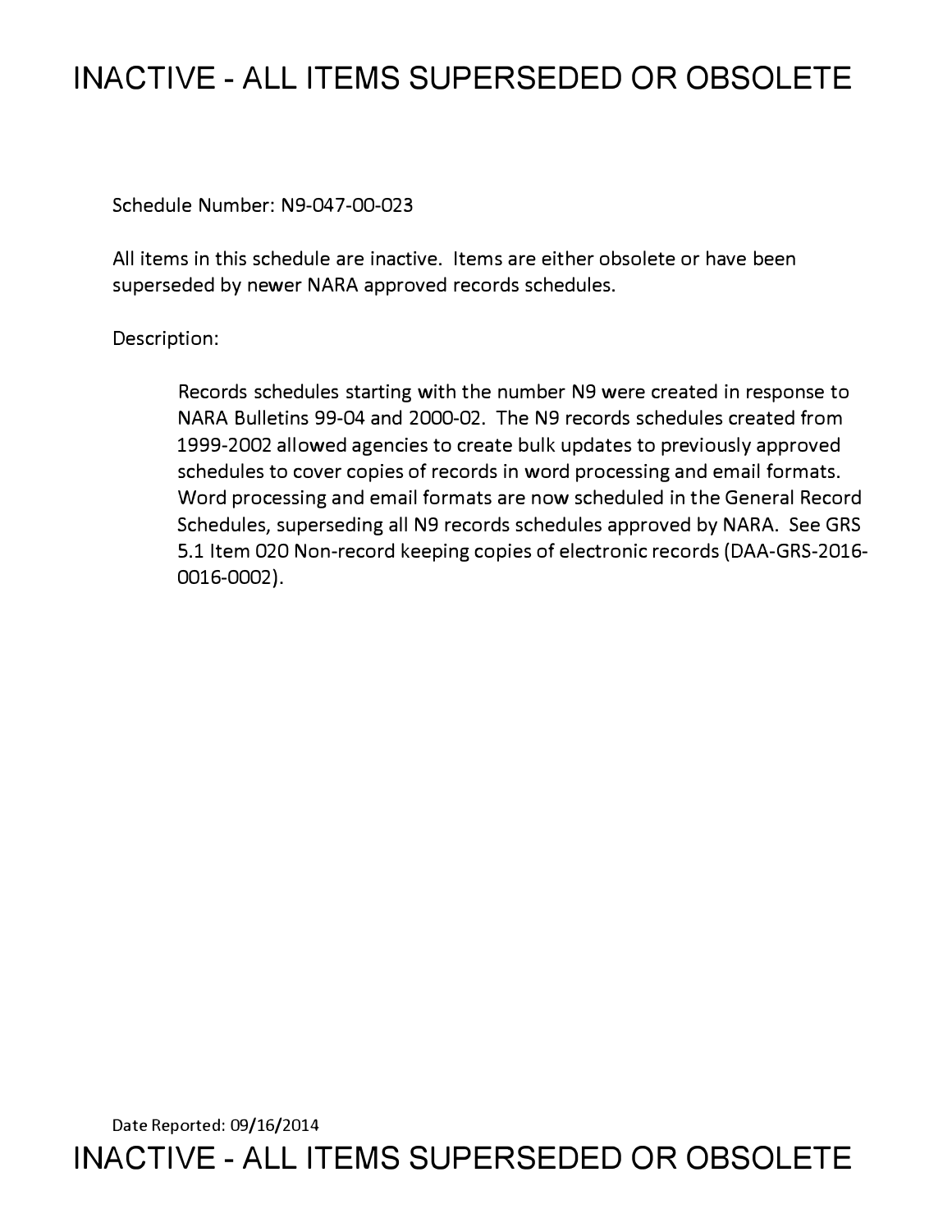# INACTIVE - ALL ITEMS SUPERSEDED OR OBSOLETE

Schedule Number: N9-047-00-023

All items in this schedule are inactive. Items are either obsolete or have been superseded by newer NARA approved records schedules.

Description:

> Records schedules starting with the number N9 were created in response to NARA Bulletins 99-04 and 2000-02. The N9 records schedules created from 1999-2002 allowed agencies to create bulk updates to previously approved schedules to cover copies of records in word processing and email formats. Word processing and email formats are now scheduled in the General Record Schedules, superseding all N9 records schedules approved by NARA. See GRS 5.1 Item 020 Non-record keeping copies of electronic records (DAA-GRS-2016-0016-0002).

Date Reported: 09/16/2014

# INACTIVE - ALL ITEMS SUPERSEDED OR OBSOLETE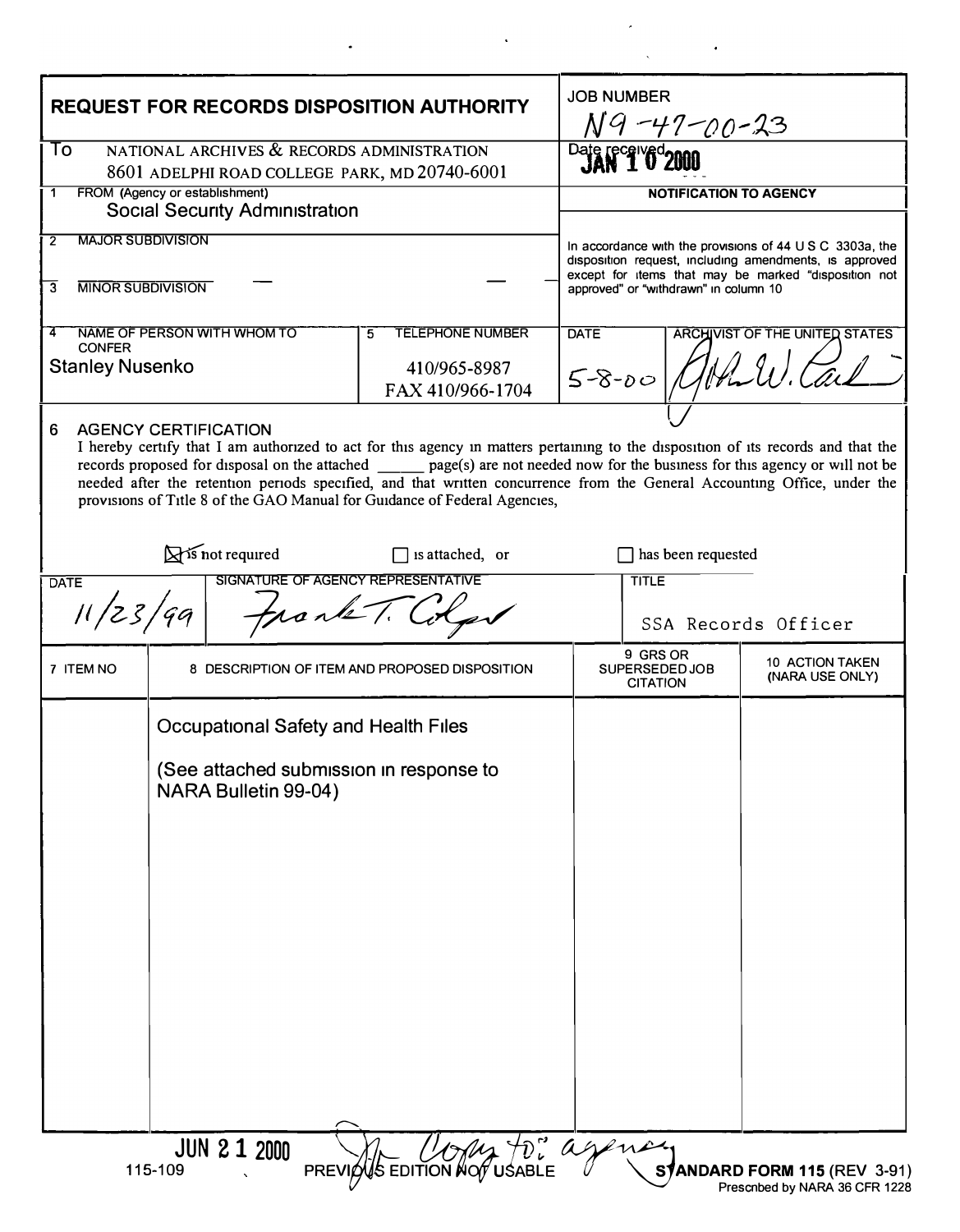# REQUEST FOR RECORDS DISPOSITION AUTHORITY

**JOB NUMBER** N9-47-00-23

**To** NATIONAL ARCHIVES & RECORDS ADMINISTRATION
8601 ADELPHI ROAD COLLEGE PARK, MD 20740-6001

**Date received** JAN 10 2000

**1 FROM (Agency or establishment)**
Social Security Administration

**2 MAJOR SUBDIVISION**

**3 MINOR SUBDIVISION**

**NOTIFICATION TO AGENCY**

In accordance with the provisions of 44 U S C 3303a, the disposition request, including amendments, is approved except for items that may be marked "disposition not approved" or "withdrawn" in column 10

**4 NAME OF PERSON WITH WHOM TO CONFER**
Stanley Nusenko

**5 TELEPHONE NUMBER**
410/965-8987
FAX 410/966-1704

**DATE** 5-8-00

**ARCHIVIST OF THE UNITED STATES** John W. Carlin

**6 AGENCY CERTIFICATION**

I hereby certify that I am authorized to act for this agency in matters pertaining to the disposition of its records and that the records proposed for disposal on the attached ______ page(s) are not needed now for the business for this agency or will not be needed after the retention periods specified, and that written concurrence from the General Accounting Office, under the provisions of Title 8 of the GAO Manual for Guidance of Federal Agencies,

☒ is not required ☐ is attached, or ☐ has been requested

| DATE | SIGNATURE OF AGENCY REPRESENTATIVE | TITLE |
|---|---|---|
| 11/23/99 | Frank T. Colyer | SSA Records Officer |

| 7 ITEM NO | 8 DESCRIPTION OF ITEM AND PROPOSED DISPOSITION | 9 GRS OR SUPERSEDED JOB CITATION | 10 ACTION TAKEN (NARA USE ONLY) |
|---|---|---|---|
| | Occupational Safety and Health Files<br><br>(See attached submission in response to NARA Bulletin 99-04) | | |

JUN 21 2000 Copy to: agency

115-109 PREVIOUS EDITION NOT USABLE STANDARD FORM 115 (REV 3-91)
Prescribed by NARA 36 CFR 1228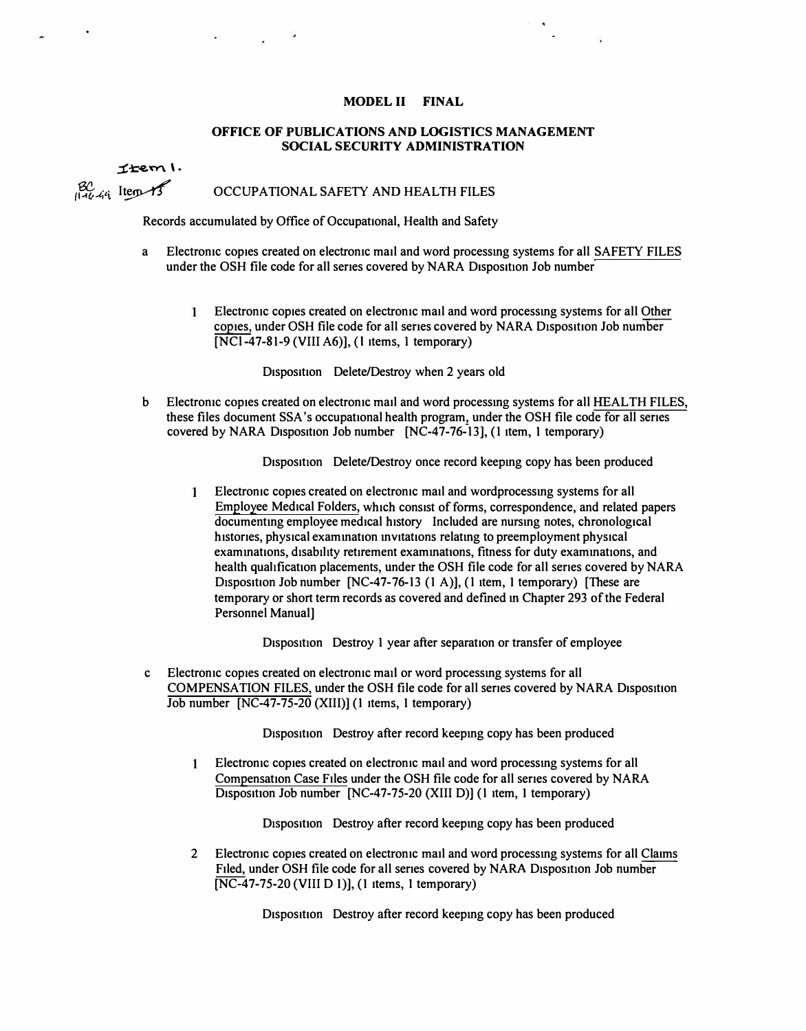**MODEL II FINAL**

**OFFICE OF PUBLICATIONS AND LOGISTICS MANAGEMENT**
**SOCIAL SECURITY ADMINISTRATION**

Item 1.

BC 11-16-99 ~~Item 13~~ OCCUPATIONAL SAFETY AND HEALTH FILES

Records accumulated by Office of Occupational, Health and Safety

a Electronic copies created on electronic mail and word processing systems for all SAFETY FILES under the OSH file code for all series covered by NARA Disposition Job number

1 Electronic copies created on electronic mail and word processing systems for all Other copies, under OSH file code for all series covered by NARA Disposition Job number [NC1-47-81-9 (VIII A6)], (1 items, 1 temporary)

Disposition Delete/Destroy when 2 years old

b Electronic copies created on electronic mail and word processing systems for all HEALTH FILES, these files document SSA's occupational health program, under the OSH file code for all series covered by NARA Disposition Job number [NC-47-76-13], (1 item, 1 temporary)

Disposition Delete/Destroy once record keeping copy has been produced

1 Electronic copies created on electronic mail and wordprocessing systems for all Employee Medical Folders, which consist of forms, correspondence, and related papers documenting employee medical history Included are nursing notes, chronological histories, physical examination invitations relating to preemployment physical examinations, disability retirement examinations, fitness for duty examinations, and health qualification placements, under the OSH file code for all series covered by NARA Disposition Job number [NC-47-76-13 (1 A)], (1 item, 1 temporary) [These are temporary or short term records as covered and defined in Chapter 293 of the Federal Personnel Manual]

Disposition Destroy 1 year after separation or transfer of employee

c Electronic copies created on electronic mail or word processing systems for all COMPENSATION FILES, under the OSH file code for all series covered by NARA Disposition Job number [NC-47-75-20 (XIII)] (1 items, 1 temporary)

Disposition Destroy after record keeping copy has been produced

1 Electronic copies created on electronic mail and word processing systems for all Compensation Case Files under the OSH file code for all series covered by NARA Disposition Job number [NC-47-75-20 (XIII D)] (1 item, 1 temporary)

Disposition Destroy after record keeping copy has been produced

2 Electronic copies created on electronic mail and word processing systems for all Claims Filed, under OSH file code for all series covered by NARA Disposition Job number [NC-47-75-20 (VIII D 1)], (1 items, 1 temporary)

Disposition Destroy after record keeping copy has been produced